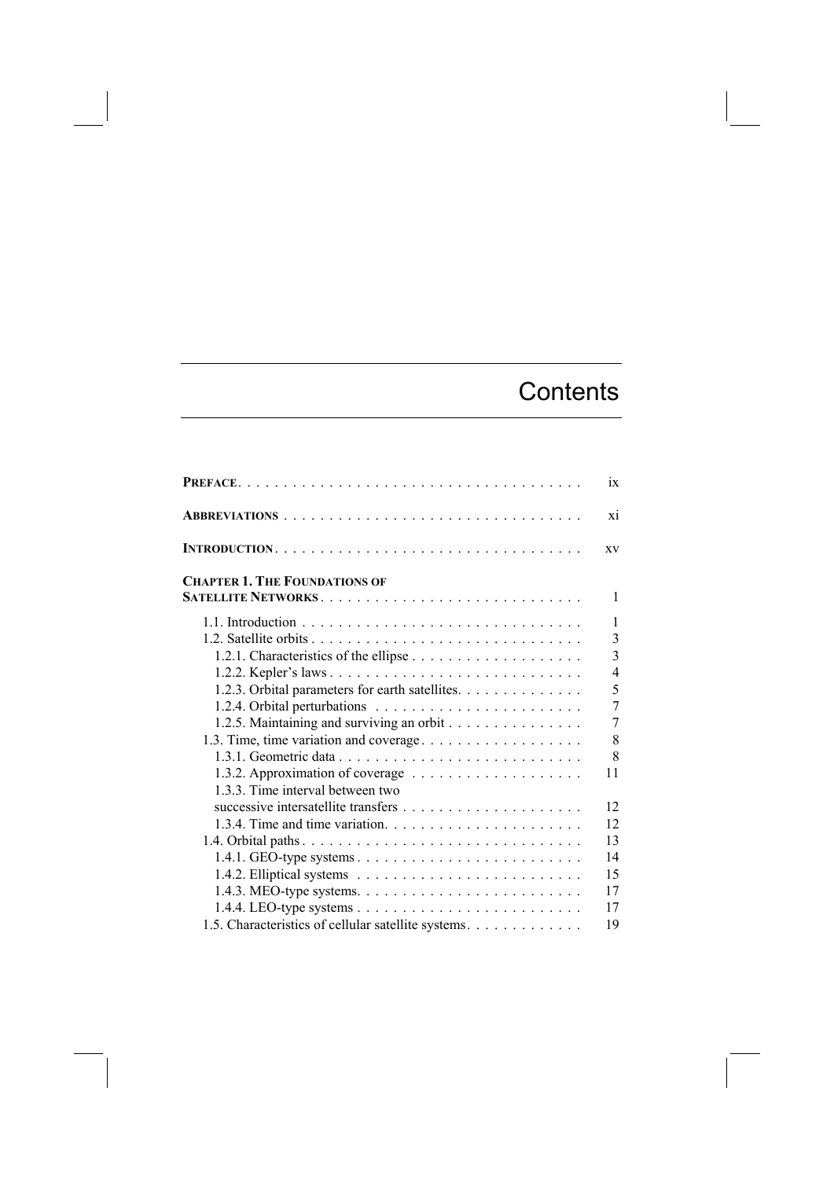# Contents

**Preface** . . . . . . . . . . ix

**Abbreviations** . . . . . . . . . . xi

**Introduction** . . . . . . . . . . xv

**Chapter 1. The Foundations of Satellite Networks** . . . . . . . . . . 1

- 1.1. Introduction . . . . . . . . . . 1
- 1.2. Satellite orbits . . . . . . . . . . 3
  - 1.2.1. Characteristics of the ellipse . . . . . . . . . . 3
  - 1.2.2. Kepler's laws . . . . . . . . . . 4
  - 1.2.3. Orbital parameters for earth satellites . . . . . . . . . . 5
  - 1.2.4. Orbital perturbations . . . . . . . . . . 7
  - 1.2.5. Maintaining and surviving an orbit . . . . . . . . . . 7
- 1.3. Time, time variation and coverage . . . . . . . . . . 8
  - 1.3.1. Geometric data . . . . . . . . . . 8
  - 1.3.2. Approximation of coverage . . . . . . . . . . 11
  - 1.3.3. Time interval between two successive intersatellite transfers . . . . . . . . . . 12
  - 1.3.4. Time and time variation . . . . . . . . . . 12
- 1.4. Orbital paths . . . . . . . . . . 13
  - 1.4.1. GEO-type systems . . . . . . . . . . 14
  - 1.4.2. Elliptical systems . . . . . . . . . . 15
  - 1.4.3. MEO-type systems . . . . . . . . . . 17
  - 1.4.4. LEO-type systems . . . . . . . . . . 17
- 1.5. Characteristics of cellular satellite systems . . . . . . . . . . 19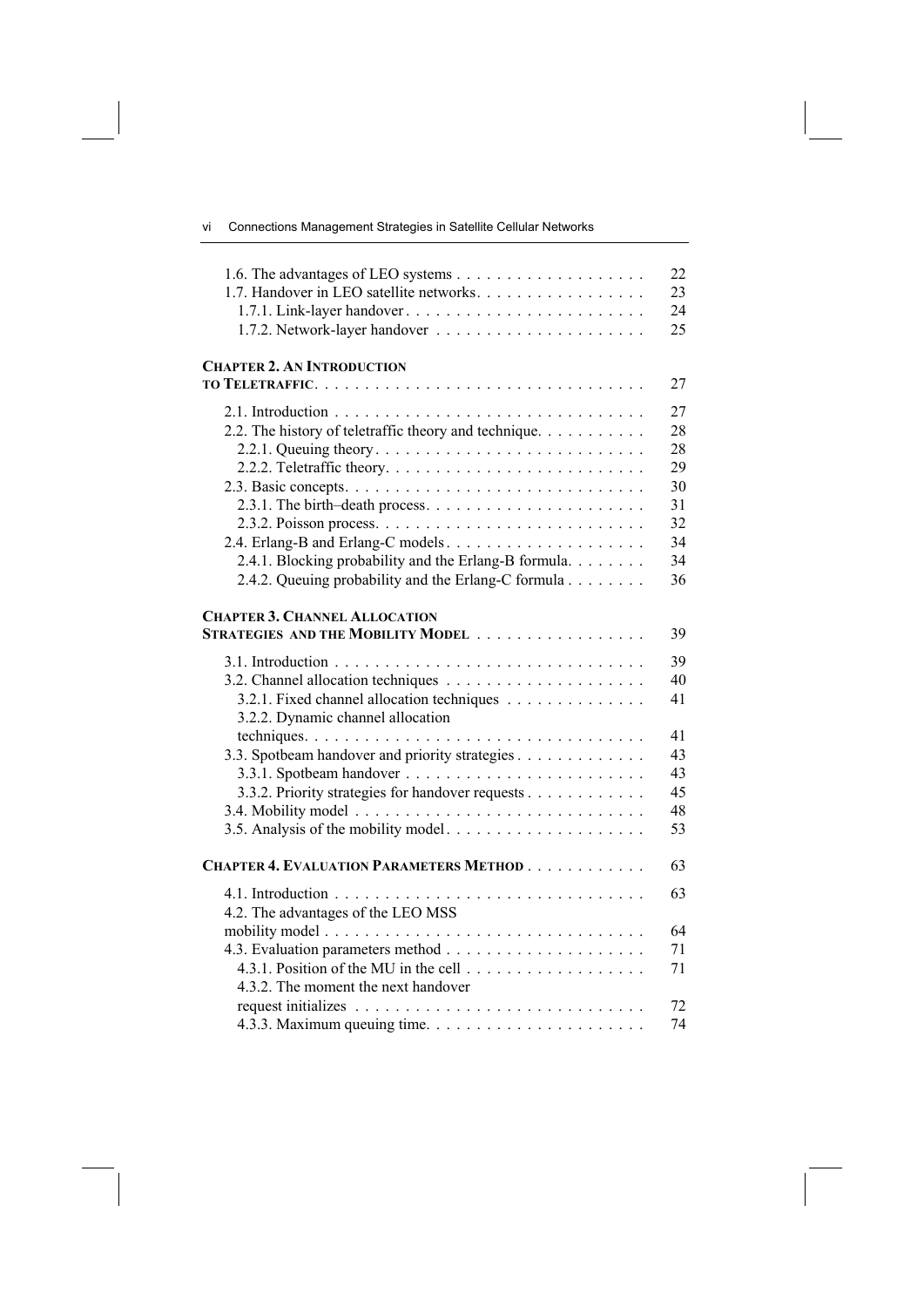1.6. The advantages of LEO systems . . . . . . . . . . . . . . . . . . . 22
1.7. Handover in LEO satellite networks. . . . . . . . . . . . . . . . . 23
1.7.1. Link-layer handover . . . . . . . . . . . . . . . . . . . . . . . . 24
1.7.2. Network-layer handover . . . . . . . . . . . . . . . . . . . . . 25

**CHAPTER 2. AN INTRODUCTION TO TELETRAFFIC** . . . . . . . . . . . . . . . . . . . . . . . . . . . . . . . . 27

2.1. Introduction . . . . . . . . . . . . . . . . . . . . . . . . . . . . . . . 27
2.2. The history of teletraffic theory and technique. . . . . . . . . . 28
2.2.1. Queuing theory . . . . . . . . . . . . . . . . . . . . . . . . . . . 28
2.2.2. Teletraffic theory. . . . . . . . . . . . . . . . . . . . . . . . . . 29
2.3. Basic concepts. . . . . . . . . . . . . . . . . . . . . . . . . . . . . . 30
2.3.1. The birth–death process. . . . . . . . . . . . . . . . . . . . . . 31
2.3.2. Poisson process. . . . . . . . . . . . . . . . . . . . . . . . . . . 32
2.4. Erlang-B and Erlang-C models . . . . . . . . . . . . . . . . . . . . 34
2.4.1. Blocking probability and the Erlang-B formula. . . . . . . . 34
2.4.2. Queuing probability and the Erlang-C formula . . . . . . . . 36

**CHAPTER 3. CHANNEL ALLOCATION STRATEGIES AND THE MOBILITY MODEL** . . . . . . . . . . . . . . . . . 39

3.1. Introduction . . . . . . . . . . . . . . . . . . . . . . . . . . . . . . . 39
3.2. Channel allocation techniques . . . . . . . . . . . . . . . . . . . . 40
3.2.1. Fixed channel allocation techniques . . . . . . . . . . . . . . 41
3.2.2. Dynamic channel allocation techniques. . . . . . . . . . . . . . . . . . . . . . . . . . . . . . . . . 41
3.3. Spotbeam handover and priority strategies . . . . . . . . . . . . . 43
3.3.1. Spotbeam handover . . . . . . . . . . . . . . . . . . . . . . . . 43
3.3.2. Priority strategies for handover requests . . . . . . . . . . . . 45
3.4. Mobility model . . . . . . . . . . . . . . . . . . . . . . . . . . . . . 48
3.5. Analysis of the mobility model. . . . . . . . . . . . . . . . . . . . 53

**CHAPTER 4. EVALUATION PARAMETERS METHOD** . . . . . . . . . . . . 63

4.1. Introduction . . . . . . . . . . . . . . . . . . . . . . . . . . . . . . . 63
4.2. The advantages of the LEO MSS mobility model . . . . . . . . . . . . . . . . . . . . . . . . . . . . . . . . 64
4.3. Evaluation parameters method . . . . . . . . . . . . . . . . . . . . 71
4.3.1. Position of the MU in the cell . . . . . . . . . . . . . . . . . . 71
4.3.2. The moment the next handover request initializes . . . . . . . . . . . . . . . . . . . . . . . . . . . . . 72
4.3.3. Maximum queuing time. . . . . . . . . . . . . . . . . . . . . . . 74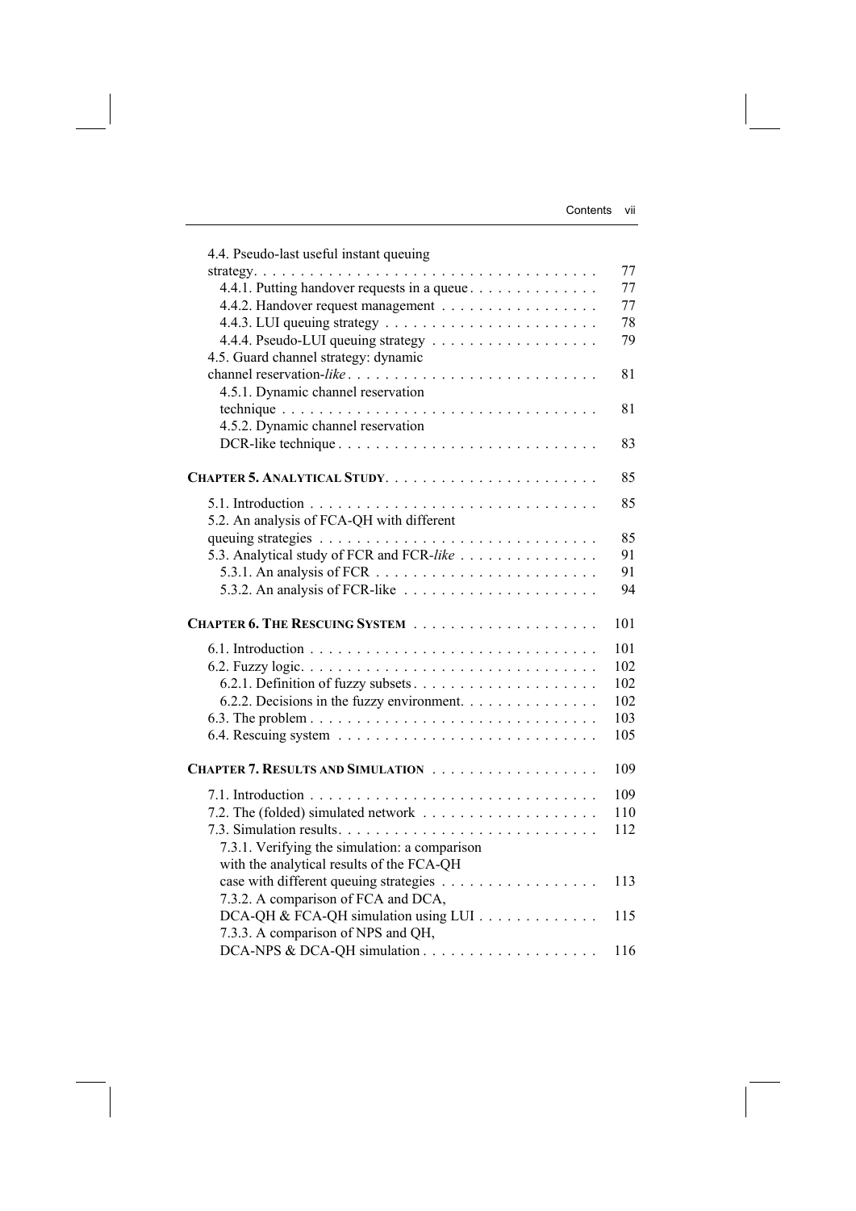4.4. Pseudo-last useful instant queuing strategy . . . . . . . . . . 77

4.4.1. Putting handover requests in a queue . . . . . . . . . . 77

4.4.2. Handover request management . . . . . . . . . . 77

4.4.3. LUI queuing strategy . . . . . . . . . . 78

4.4.4. Pseudo-LUI queuing strategy . . . . . . . . . . 79

4.5. Guard channel strategy: dynamic channel reservation-*like* . . . . . . . . . . 81

4.5.1. Dynamic channel reservation technique . . . . . . . . . . 81

4.5.2. Dynamic channel reservation DCR-like technique . . . . . . . . . . 83

**CHAPTER 5. ANALYTICAL STUDY** . . . . . . . . . . 85

5.1. Introduction . . . . . . . . . . 85

5.2. An analysis of FCA-QH with different queuing strategies . . . . . . . . . . 85

5.3. Analytical study of FCR and FCR-*like* . . . . . . . . . . 91

5.3.1. An analysis of FCR . . . . . . . . . . 91

5.3.2. An analysis of FCR-like . . . . . . . . . . 94

**CHAPTER 6. THE RESCUING SYSTEM** . . . . . . . . . . 101

6.1. Introduction . . . . . . . . . . 101

6.2. Fuzzy logic . . . . . . . . . . 102

6.2.1. Definition of fuzzy subsets . . . . . . . . . . 102

6.2.2. Decisions in the fuzzy environment . . . . . . . . . . 102

6.3. The problem . . . . . . . . . . 103

6.4. Rescuing system . . . . . . . . . . 105

**CHAPTER 7. RESULTS AND SIMULATION** . . . . . . . . . . 109

7.1. Introduction . . . . . . . . . . 109

7.2. The (folded) simulated network . . . . . . . . . . 110

7.3. Simulation results . . . . . . . . . . 112

7.3.1. Verifying the simulation: a comparison with the analytical results of the FCA-QH case with different queuing strategies . . . . . . . . . . 113

7.3.2. A comparison of FCA and DCA, DCA-QH & FCA-QH simulation using LUI . . . . . . . . . . 115

7.3.3. A comparison of NPS and QH, DCA-NPS & DCA-QH simulation . . . . . . . . . . 116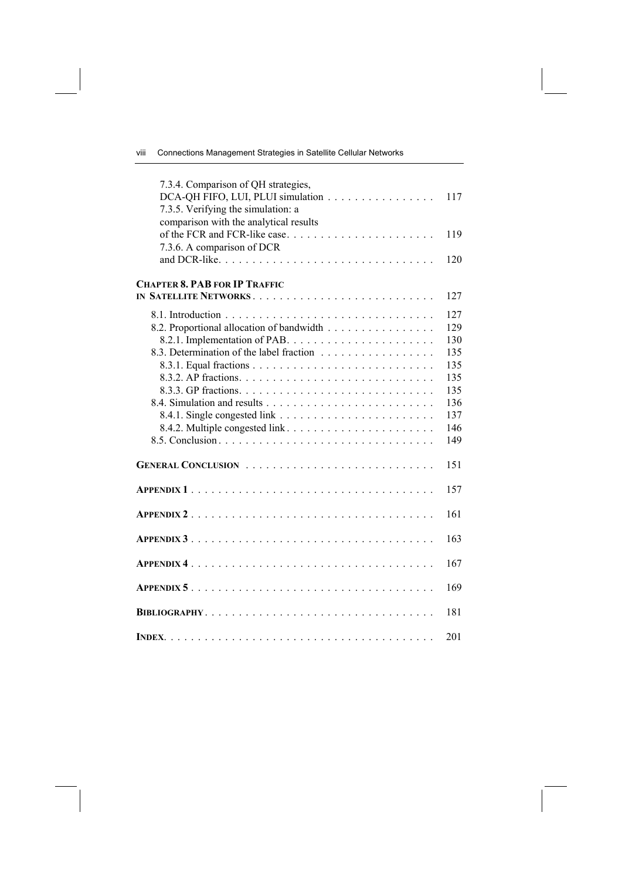7.3.4. Comparison of QH strategies, DCA-QH FIFO, LUI, PLUI simulation . . . . . . . . . . . . . . . . 117
7.3.5. Verifying the simulation: a comparison with the analytical results of the FCR and FCR-like case. . . . . . . . . . . . . . . . . . . . . . 119
7.3.6. A comparison of DCR and DCR-like. . . . . . . . . . . . . . . . . . . . . . . . . . . . . . . . 120

**CHAPTER 8. PAB FOR IP TRAFFIC IN SATELLITE NETWORKS** . . . . . . . . . . . . . . . . . . . . . . . . . . . 127

8.1. Introduction . . . . . . . . . . . . . . . . . . . . . . . . . . . . . . . 127
8.2. Proportional allocation of bandwidth . . . . . . . . . . . . . . . . 129
8.2.1. Implementation of PAB. . . . . . . . . . . . . . . . . . . . . . 130
8.3. Determination of the label fraction . . . . . . . . . . . . . . . . . 135
8.3.1. Equal fractions . . . . . . . . . . . . . . . . . . . . . . . . . . . 135
8.3.2. AP fractions. . . . . . . . . . . . . . . . . . . . . . . . . . . . . 135
8.3.3. GP fractions. . . . . . . . . . . . . . . . . . . . . . . . . . . . . 135
8.4. Simulation and results . . . . . . . . . . . . . . . . . . . . . . . . . 136
8.4.1. Single congested link . . . . . . . . . . . . . . . . . . . . . . . 137
8.4.2. Multiple congested link . . . . . . . . . . . . . . . . . . . . . . 146
8.5. Conclusion . . . . . . . . . . . . . . . . . . . . . . . . . . . . . . . . 149

**GENERAL CONCLUSION** . . . . . . . . . . . . . . . . . . . . . . . . . . . 151

**APPENDIX 1** . . . . . . . . . . . . . . . . . . . . . . . . . . . . . . . . . . . 157

**APPENDIX 2** . . . . . . . . . . . . . . . . . . . . . . . . . . . . . . . . . . . 161

**APPENDIX 3** . . . . . . . . . . . . . . . . . . . . . . . . . . . . . . . . . . . 163

**APPENDIX 4** . . . . . . . . . . . . . . . . . . . . . . . . . . . . . . . . . . . 167

**APPENDIX 5** . . . . . . . . . . . . . . . . . . . . . . . . . . . . . . . . . . . 169

**BIBLIOGRAPHY** . . . . . . . . . . . . . . . . . . . . . . . . . . . . . . . . . 181

**INDEX**. . . . . . . . . . . . . . . . . . . . . . . . . . . . . . . . . . . . . . . 201